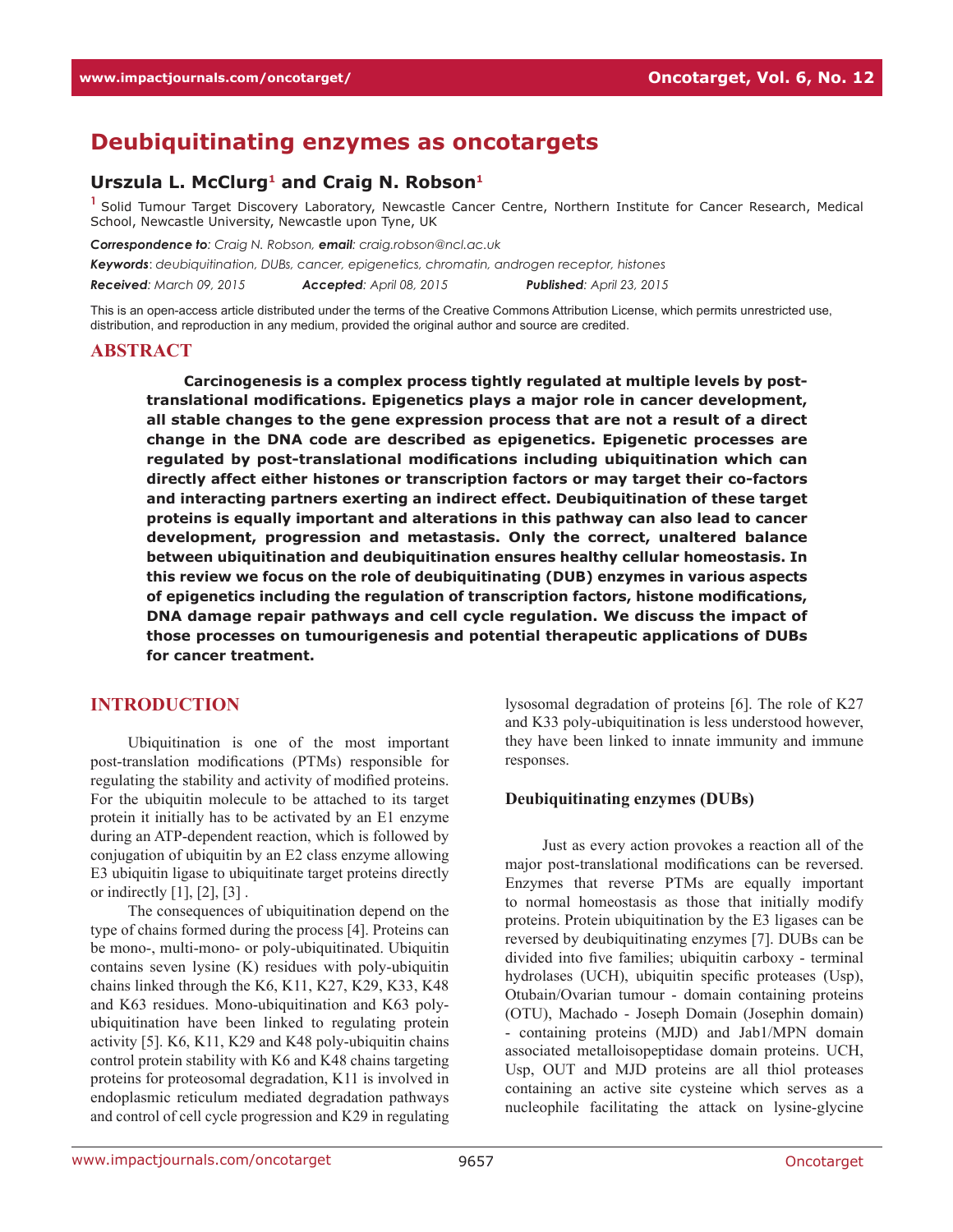# Deubiquitinating enzymes as oncotargets

## Urszula L. McClurg[1] and Craig N. Robson[1]

[1] Solid Tumour Target Discovery Laboratory, Newcastle Cancer Centre, Northern Institute for Cancer Research, Medical School, Newcastle University, Newcastle upon Tyne, UK

***Correspondence to***: *Craig N. Robson,* ***email***: *craig.robson@ncl.ac.uk*

***Keywords***: *deubiquitination, DUBs, cancer, epigenetics, chromatin, androgen receptor, histones*

***Received***: *March 09, 2015* ***Accepted***: *April 08, 2015* ***Published***: *April 23, 2015*

This is an open-access article distributed under the terms of the Creative Commons Attribution License, which permits unrestricted use, distribution, and reproduction in any medium, provided the original author and source are credited.

## ABSTRACT

**Carcinogenesis is a complex process tightly regulated at multiple levels by post-translational modifications. Epigenetics plays a major role in cancer development, all stable changes to the gene expression process that are not a result of a direct change in the DNA code are described as epigenetics. Epigenetic processes are regulated by post-translational modifications including ubiquitination which can directly affect either histones or transcription factors or may target their co-factors and interacting partners exerting an indirect effect. Deubiquitination of these target proteins is equally important and alterations in this pathway can also lead to cancer development, progression and metastasis. Only the correct, unaltered balance between ubiquitination and deubiquitination ensures healthy cellular homeostasis. In this review we focus on the role of deubiquitinating (DUB) enzymes in various aspects of epigenetics including the regulation of transcription factors, histone modifications, DNA damage repair pathways and cell cycle regulation. We discuss the impact of those processes on tumourigenesis and potential therapeutic applications of DUBs for cancer treatment.**

## INTRODUCTION

Ubiquitination is one of the most important post-translation modifications (PTMs) responsible for regulating the stability and activity of modified proteins. For the ubiquitin molecule to be attached to its target protein it initially has to be activated by an E1 enzyme during an ATP-dependent reaction, which is followed by conjugation of ubiquitin by an E2 class enzyme allowing E3 ubiquitin ligase to ubiquitinate target proteins directly or indirectly [1], [2], [3] .

The consequences of ubiquitination depend on the type of chains formed during the process [4]. Proteins can be mono-, multi-mono- or poly-ubiquitinated. Ubiquitin contains seven lysine (K) residues with poly-ubiquitin chains linked through the K6, K11, K27, K29, K33, K48 and K63 residues. Mono-ubiquitination and K63 poly-ubiquitination have been linked to regulating protein activity [5]. K6, K11, K29 and K48 poly-ubiquitin chains control protein stability with K6 and K48 chains targeting proteins for proteosomal degradation, K11 is involved in endoplasmic reticulum mediated degradation pathways and control of cell cycle progression and K29 in regulating lysosomal degradation of proteins [6]. The role of K27 and K33 poly-ubiquitination is less understood however, they have been linked to innate immunity and immune responses.

### Deubiquitinating enzymes (DUBs)

Just as every action provokes a reaction all of the major post-translational modifications can be reversed. Enzymes that reverse PTMs are equally important to normal homeostasis as those that initially modify proteins. Protein ubiquitination by the E3 ligases can be reversed by deubiquitinating enzymes [7]. DUBs can be divided into five families; ubiquitin carboxy - terminal hydrolases (UCH), ubiquitin specific proteases (Usp), Otubain/Ovarian tumour - domain containing proteins (OTU), Machado - Joseph Domain (Josephin domain) - containing proteins (MJD) and Jab1/MPN domain associated metalloisopeptidase domain proteins. UCH, Usp, OUT and MJD proteins are all thiol proteases containing an active site cysteine which serves as a nucleophile facilitating the attack on lysine-glycine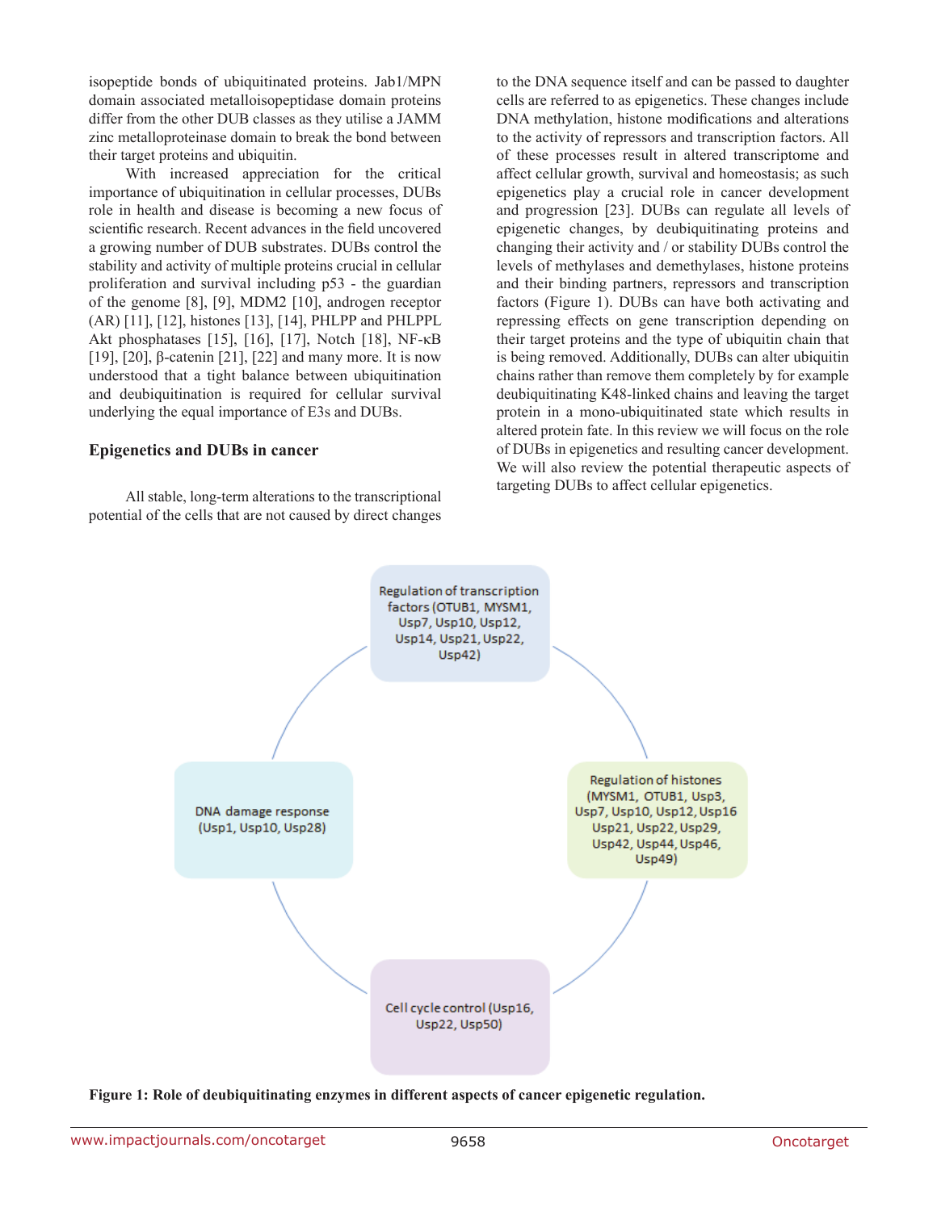isopeptide bonds of ubiquitinated proteins. Jab1/MPN domain associated metalloisopeptidase domain proteins differ from the other DUB classes as they utilise a JAMM zinc metalloproteinase domain to break the bond between their target proteins and ubiquitin.

With increased appreciation for the critical importance of ubiquitination in cellular processes, DUBs role in health and disease is becoming a new focus of scientific research. Recent advances in the field uncovered a growing number of DUB substrates. DUBs control the stability and activity of multiple proteins crucial in cellular proliferation and survival including p53 - the guardian of the genome [8], [9], MDM2 [10], androgen receptor (AR) [11], [12], histones [13], [14], PHLPP and PHLPPL Akt phosphatases [15], [16], [17], Notch [18], NF-κB [19], [20], β-catenin [21], [22] and many more. It is now understood that a tight balance between ubiquitination and deubiquitination is required for cellular survival underlying the equal importance of E3s and DUBs.

## Epigenetics and DUBs in cancer

All stable, long-term alterations to the transcriptional potential of the cells that are not caused by direct changes to the DNA sequence itself and can be passed to daughter cells are referred to as epigenetics. These changes include DNA methylation, histone modifications and alterations to the activity of repressors and transcription factors. All of these processes result in altered transcriptome and affect cellular growth, survival and homeostasis; as such epigenetics play a crucial role in cancer development and progression [23]. DUBs can regulate all levels of epigenetic changes, by deubiquitinating proteins and changing their activity and / or stability DUBs control the levels of methylases and demethylases, histone proteins and their binding partners, repressors and transcription factors (Figure 1). DUBs can have both activating and repressing effects on gene transcription depending on their target proteins and the type of ubiquitin chain that is being removed. Additionally, DUBs can alter ubiquitin chains rather than remove them completely by for example deubiquitinating K48-linked chains and leaving the target protein in a mono-ubiquitinated state which results in altered protein fate. In this review we will focus on the role of DUBs in epigenetics and resulting cancer development. We will also review the potential therapeutic aspects of targeting DUBs to affect cellular epigenetics.

Regulation of transcription factors (OTUB1, MYSM1, Usp7, Usp10, Usp12, Usp14, Usp21, Usp22, Usp42)

Regulation of histones (MYSM1, OTUB1, Usp3, Usp7, Usp10, Usp12, Usp16 Usp21, Usp22, Usp29, Usp42, Usp44, Usp46, Usp49)

Cell cycle control (Usp16, Usp22, Usp50)

DNA damage response (Usp1, Usp10, Usp28)

**Figure 1: Role of deubiquitinating enzymes in different aspects of cancer epigenetic regulation.**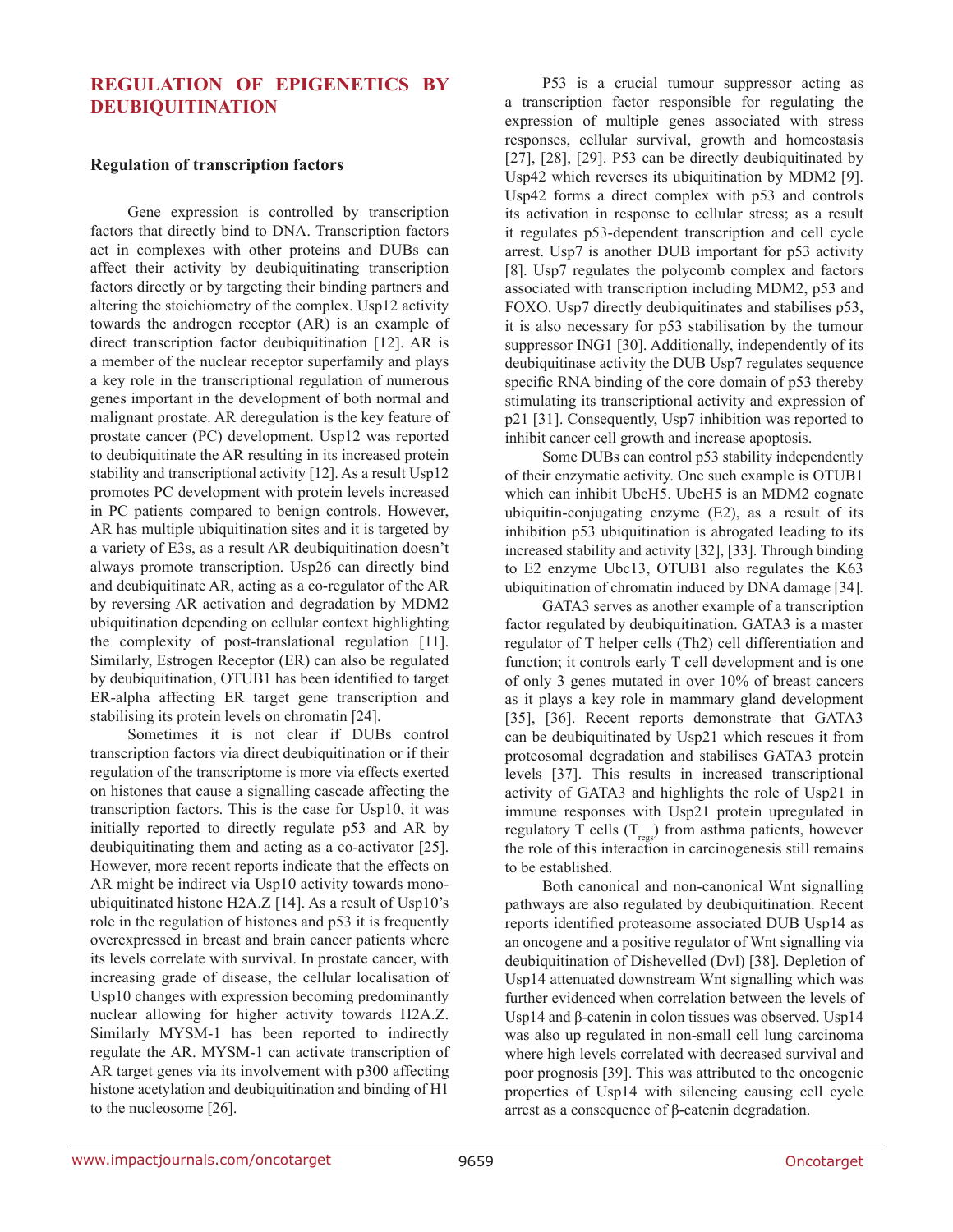## REGULATION OF EPIGENETICS BY DEUBIQUITINATION

### Regulation of transcription factors

Gene expression is controlled by transcription factors that directly bind to DNA. Transcription factors act in complexes with other proteins and DUBs can affect their activity by deubiquitinating transcription factors directly or by targeting their binding partners and altering the stoichiometry of the complex. Usp12 activity towards the androgen receptor (AR) is an example of direct transcription factor deubiquitination [12]. AR is a member of the nuclear receptor superfamily and plays a key role in the transcriptional regulation of numerous genes important in the development of both normal and malignant prostate. AR deregulation is the key feature of prostate cancer (PC) development. Usp12 was reported to deubiquitinate the AR resulting in its increased protein stability and transcriptional activity [12]. As a result Usp12 promotes PC development with protein levels increased in PC patients compared to benign controls. However, AR has multiple ubiquitination sites and it is targeted by a variety of E3s, as a result AR deubiquitination doesn't always promote transcription. Usp26 can directly bind and deubiquitinate AR, acting as a co-regulator of the AR by reversing AR activation and degradation by MDM2 ubiquitination depending on cellular context highlighting the complexity of post-translational regulation [11]. Similarly, Estrogen Receptor (ER) can also be regulated by deubiquitination, OTUB1 has been identified to target ER-alpha affecting ER target gene transcription and stabilising its protein levels on chromatin [24].

Sometimes it is not clear if DUBs control transcription factors via direct deubiquitination or if their regulation of the transcriptome is more via effects exerted on histones that cause a signalling cascade affecting the transcription factors. This is the case for Usp10, it was initially reported to directly regulate p53 and AR by deubiquitinating them and acting as a co-activator [25]. However, more recent reports indicate that the effects on AR might be indirect via Usp10 activity towards mono-ubiquitinated histone H2A.Z [14]. As a result of Usp10's role in the regulation of histones and p53 it is frequently overexpressed in breast and brain cancer patients where its levels correlate with survival. In prostate cancer, with increasing grade of disease, the cellular localisation of Usp10 changes with expression becoming predominantly nuclear allowing for higher activity towards H2A.Z. Similarly MYSM-1 has been reported to indirectly regulate the AR. MYSM-1 can activate transcription of AR target genes via its involvement with p300 affecting histone acetylation and deubiquitination and binding of H1 to the nucleosome [26].

P53 is a crucial tumour suppressor acting as a transcription factor responsible for regulating the expression of multiple genes associated with stress responses, cellular survival, growth and homeostasis [27], [28], [29]. P53 can be directly deubiquitinated by Usp42 which reverses its ubiquitination by MDM2 [9]. Usp42 forms a direct complex with p53 and controls its activation in response to cellular stress; as a result it regulates p53-dependent transcription and cell cycle arrest. Usp7 is another DUB important for p53 activity [8]. Usp7 regulates the polycomb complex and factors associated with transcription including MDM2, p53 and FOXO. Usp7 directly deubiquitinates and stabilises p53, it is also necessary for p53 stabilisation by the tumour suppressor ING1 [30]. Additionally, independently of its deubiquitinase activity the DUB Usp7 regulates sequence specific RNA binding of the core domain of p53 thereby stimulating its transcriptional activity and expression of p21 [31]. Consequently, Usp7 inhibition was reported to inhibit cancer cell growth and increase apoptosis.

Some DUBs can control p53 stability independently of their enzymatic activity. One such example is OTUB1 which can inhibit UbcH5. UbcH5 is an MDM2 cognate ubiquitin-conjugating enzyme (E2), as a result of its inhibition p53 ubiquitination is abrogated leading to its increased stability and activity [32], [33]. Through binding to E2 enzyme Ubc13, OTUB1 also regulates the K63 ubiquitination of chromatin induced by DNA damage [34].

GATA3 serves as another example of a transcription factor regulated by deubiquitination. GATA3 is a master regulator of T helper cells (Th2) cell differentiation and function; it controls early T cell development and is one of only 3 genes mutated in over 10% of breast cancers as it plays a key role in mammary gland development [35], [36]. Recent reports demonstrate that GATA3 can be deubiquitinated by Usp21 which rescues it from proteosomal degradation and stabilises GATA3 protein levels [37]. This results in increased transcriptional activity of GATA3 and highlights the role of Usp21 in immune responses with Usp21 protein upregulated in regulatory T cells ($T_{regs}$) from asthma patients, however the role of this interaction in carcinogenesis still remains to be established.

Both canonical and non-canonical Wnt signalling pathways are also regulated by deubiquitination. Recent reports identified proteasome associated DUB Usp14 as an oncogene and a positive regulator of Wnt signalling via deubiquitination of Dishevelled (Dvl) [38]. Depletion of Usp14 attenuated downstream Wnt signalling which was further evidenced when correlation between the levels of Usp14 and β-catenin in colon tissues was observed. Usp14 was also up regulated in non-small cell lung carcinoma where high levels correlated with decreased survival and poor prognosis [39]. This was attributed to the oncogenic properties of Usp14 with silencing causing cell cycle arrest as a consequence of β-catenin degradation.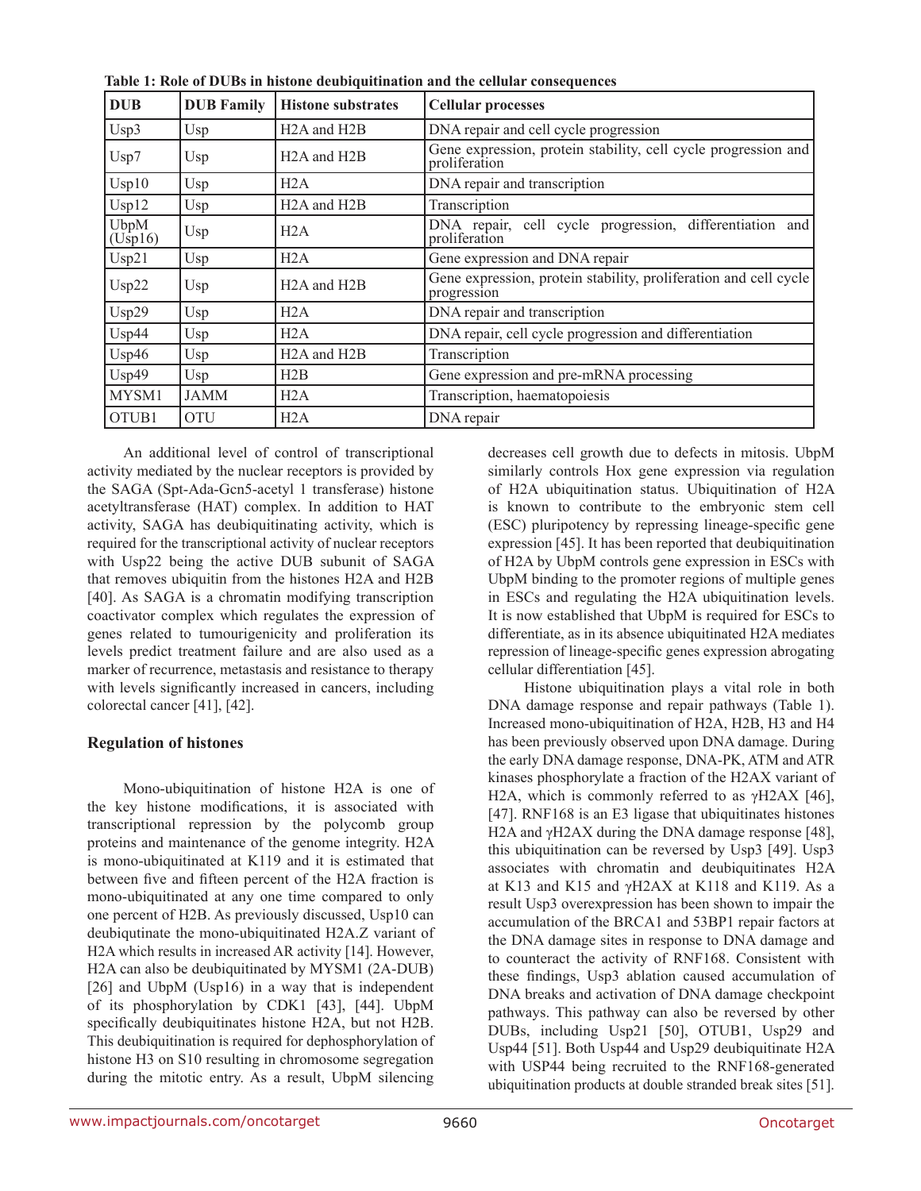**Table 1: Role of DUBs in histone deubiquitination and the cellular consequences**

| DUB | DUB Family | Histone substrates | Cellular processes |
|---|---|---|---|
| Usp3 | Usp | H2A and H2B | DNA repair and cell cycle progression |
| Usp7 | Usp | H2A and H2B | Gene expression, protein stability, cell cycle progression and proliferation |
| Usp10 | Usp | H2A | DNA repair and transcription |
| Usp12 | Usp | H2A and H2B | Transcription |
| UbpM (Usp16) | Usp | H2A | DNA repair, cell cycle progression, differentiation and proliferation |
| Usp21 | Usp | H2A | Gene expression and DNA repair |
| Usp22 | Usp | H2A and H2B | Gene expression, protein stability, proliferation and cell cycle progression |
| Usp29 | Usp | H2A | DNA repair and transcription |
| Usp44 | Usp | H2A | DNA repair, cell cycle progression and differentiation |
| Usp46 | Usp | H2A and H2B | Transcription |
| Usp49 | Usp | H2B | Gene expression and pre-mRNA processing |
| MYSM1 | JAMM | H2A | Transcription, haematopoiesis |
| OTUB1 | OTU | H2A | DNA repair |

An additional level of control of transcriptional activity mediated by the nuclear receptors is provided by the SAGA (Spt-Ada-Gcn5-acetyl 1 transferase) histone acetyltransferase (HAT) complex. In addition to HAT activity, SAGA has deubiquitinating activity, which is required for the transcriptional activity of nuclear receptors with Usp22 being the active DUB subunit of SAGA that removes ubiquitin from the histones H2A and H2B [40]. As SAGA is a chromatin modifying transcription coactivator complex which regulates the expression of genes related to tumourigenicity and proliferation its levels predict treatment failure and are also used as a marker of recurrence, metastasis and resistance to therapy with levels significantly increased in cancers, including colorectal cancer [41], [42].

## Regulation of histones

Mono-ubiquitination of histone H2A is one of the key histone modifications, it is associated with transcriptional repression by the polycomb group proteins and maintenance of the genome integrity. H2A is mono-ubiquitinated at K119 and it is estimated that between five and fifteen percent of the H2A fraction is mono-ubiquitinated at any one time compared to only one percent of H2B. As previously discussed, Usp10 can deubiqutinate the mono-ubiquitinated H2A.Z variant of H2A which results in increased AR activity [14]. However, H2A can also be deubiquitinated by MYSM1 (2A-DUB) [26] and UbpM (Usp16) in a way that is independent of its phosphorylation by CDK1 [43], [44]. UbpM specifically deubiquitinates histone H2A, but not H2B. This deubiquitination is required for dephosphorylation of histone H3 on S10 resulting in chromosome segregation during the mitotic entry. As a result, UbpM silencing decreases cell growth due to defects in mitosis. UbpM similarly controls Hox gene expression via regulation of H2A ubiquitination status. Ubiquitination of H2A is known to contribute to the embryonic stem cell (ESC) pluripotency by repressing lineage-specific gene expression [45]. It has been reported that deubiquitination of H2A by UbpM controls gene expression in ESCs with UbpM binding to the promoter regions of multiple genes in ESCs and regulating the H2A ubiquitination levels. It is now established that UbpM is required for ESCs to differentiate, as in its absence ubiquitinated H2A mediates repression of lineage-specific genes expression abrogating cellular differentiation [45].

Histone ubiquitination plays a vital role in both DNA damage response and repair pathways (Table 1). Increased mono-ubiquitination of H2A, H2B, H3 and H4 has been previously observed upon DNA damage. During the early DNA damage response, DNA-PK, ATM and ATR kinases phosphorylate a fraction of the H2AX variant of H2A, which is commonly referred to as γH2AX [46], [47]. RNF168 is an E3 ligase that ubiquitinates histones H2A and γH2AX during the DNA damage response [48], this ubiquitination can be reversed by Usp3 [49]. Usp3 associates with chromatin and deubiquitinates H2A at K13 and K15 and γH2AX at K118 and K119. As a result Usp3 overexpression has been shown to impair the accumulation of the BRCA1 and 53BP1 repair factors at the DNA damage sites in response to DNA damage and to counteract the activity of RNF168. Consistent with these findings, Usp3 ablation caused accumulation of DNA breaks and activation of DNA damage checkpoint pathways. This pathway can also be reversed by other DUBs, including Usp21 [50], OTUB1, Usp29 and Usp44 [51]. Both Usp44 and Usp29 deubiquitinate H2A with USP44 being recruited to the RNF168-generated ubiquitination products at double stranded break sites [51].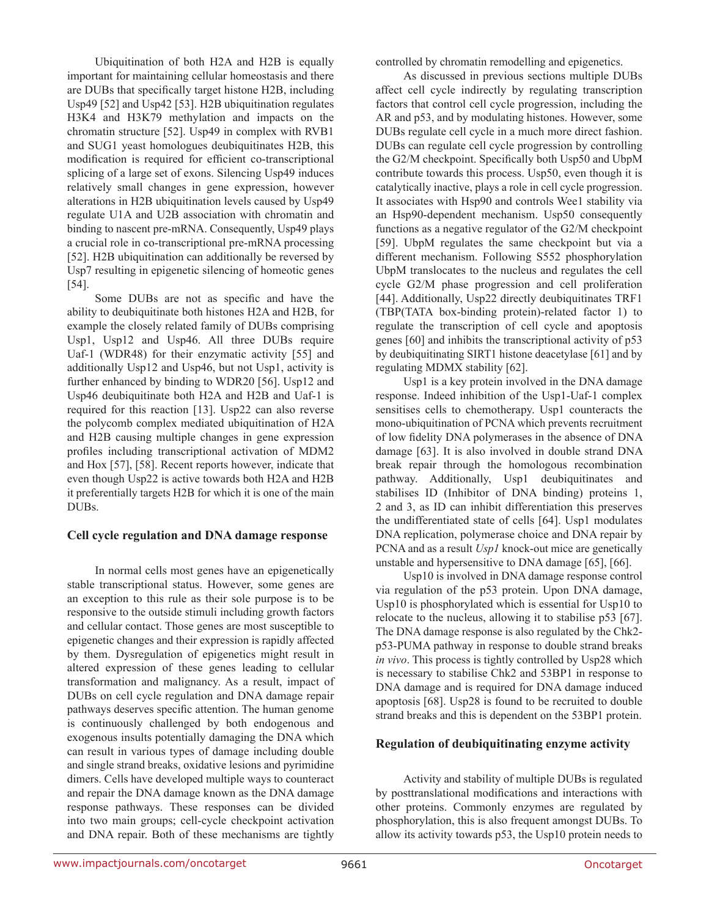Ubiquitination of both H2A and H2B is equally important for maintaining cellular homeostasis and there are DUBs that specifically target histone H2B, including Usp49 [52] and Usp42 [53]. H2B ubiquitination regulates H3K4 and H3K79 methylation and impacts on the chromatin structure [52]. Usp49 in complex with RVB1 and SUG1 yeast homologues deubiquitinates H2B, this modification is required for efficient co-transcriptional splicing of a large set of exons. Silencing Usp49 induces relatively small changes in gene expression, however alterations in H2B ubiquitination levels caused by Usp49 regulate U1A and U2B association with chromatin and binding to nascent pre-mRNA. Consequently, Usp49 plays a crucial role in co-transcriptional pre-mRNA processing [52]. H2B ubiquitination can additionally be reversed by Usp7 resulting in epigenetic silencing of homeotic genes [54].

Some DUBs are not as specific and have the ability to deubiquitinate both histones H2A and H2B, for example the closely related family of DUBs comprising Usp1, Usp12 and Usp46. All three DUBs require Uaf-1 (WDR48) for their enzymatic activity [55] and additionally Usp12 and Usp46, but not Usp1, activity is further enhanced by binding to WDR20 [56]. Usp12 and Usp46 deubiquitinate both H2A and H2B and Uaf-1 is required for this reaction [13]. Usp22 can also reverse the polycomb complex mediated ubiquitination of H2A and H2B causing multiple changes in gene expression profiles including transcriptional activation of MDM2 and Hox [57], [58]. Recent reports however, indicate that even though Usp22 is active towards both H2A and H2B it preferentially targets H2B for which it is one of the main DUBs.

## Cell cycle regulation and DNA damage response

In normal cells most genes have an epigenetically stable transcriptional status. However, some genes are an exception to this rule as their sole purpose is to be responsive to the outside stimuli including growth factors and cellular contact. Those genes are most susceptible to epigenetic changes and their expression is rapidly affected by them. Dysregulation of epigenetics might result in altered expression of these genes leading to cellular transformation and malignancy. As a result, impact of DUBs on cell cycle regulation and DNA damage repair pathways deserves specific attention. The human genome is continuously challenged by both endogenous and exogenous insults potentially damaging the DNA which can result in various types of damage including double and single strand breaks, oxidative lesions and pyrimidine dimers. Cells have developed multiple ways to counteract and repair the DNA damage known as the DNA damage response pathways. These responses can be divided into two main groups; cell-cycle checkpoint activation and DNA repair. Both of these mechanisms are tightly controlled by chromatin remodelling and epigenetics.

As discussed in previous sections multiple DUBs affect cell cycle indirectly by regulating transcription factors that control cell cycle progression, including the AR and p53, and by modulating histones. However, some DUBs regulate cell cycle in a much more direct fashion. DUBs can regulate cell cycle progression by controlling the G2/M checkpoint. Specifically both Usp50 and UbpM contribute towards this process. Usp50, even though it is catalytically inactive, plays a role in cell cycle progression. It associates with Hsp90 and controls Wee1 stability via an Hsp90-dependent mechanism. Usp50 consequently functions as a negative regulator of the G2/M checkpoint [59]. UbpM regulates the same checkpoint but via a different mechanism. Following S552 phosphorylation UbpM translocates to the nucleus and regulates the cell cycle G2/M phase progression and cell proliferation [44]. Additionally, Usp22 directly deubiquitinates TRF1 (TBP(TATA box-binding protein)-related factor 1) to regulate the transcription of cell cycle and apoptosis genes [60] and inhibits the transcriptional activity of p53 by deubiquitinating SIRT1 histone deacetylase [61] and by regulating MDMX stability [62].

Usp1 is a key protein involved in the DNA damage response. Indeed inhibition of the Usp1-Uaf-1 complex sensitises cells to chemotherapy. Usp1 counteracts the mono-ubiquitination of PCNA which prevents recruitment of low fidelity DNA polymerases in the absence of DNA damage [63]. It is also involved in double strand DNA break repair through the homologous recombination pathway. Additionally, Usp1 deubiquitinates and stabilises ID (Inhibitor of DNA binding) proteins 1, 2 and 3, as ID can inhibit differentiation this preserves the undifferentiated state of cells [64]. Usp1 modulates DNA replication, polymerase choice and DNA repair by PCNA and as a result *Usp1* knock-out mice are genetically unstable and hypersensitive to DNA damage [65], [66].

Usp10 is involved in DNA damage response control via regulation of the p53 protein. Upon DNA damage, Usp10 is phosphorylated which is essential for Usp10 to relocate to the nucleus, allowing it to stabilise p53 [67]. The DNA damage response is also regulated by the Chk2-p53-PUMA pathway in response to double strand breaks *in vivo*. This process is tightly controlled by Usp28 which is necessary to stabilise Chk2 and 53BP1 in response to DNA damage and is required for DNA damage induced apoptosis [68]. Usp28 is found to be recruited to double strand breaks and this is dependent on the 53BP1 protein.

## Regulation of deubiquitinating enzyme activity

Activity and stability of multiple DUBs is regulated by posttranslational modifications and interactions with other proteins. Commonly enzymes are regulated by phosphorylation, this is also frequent amongst DUBs. To allow its activity towards p53, the Usp10 protein needs to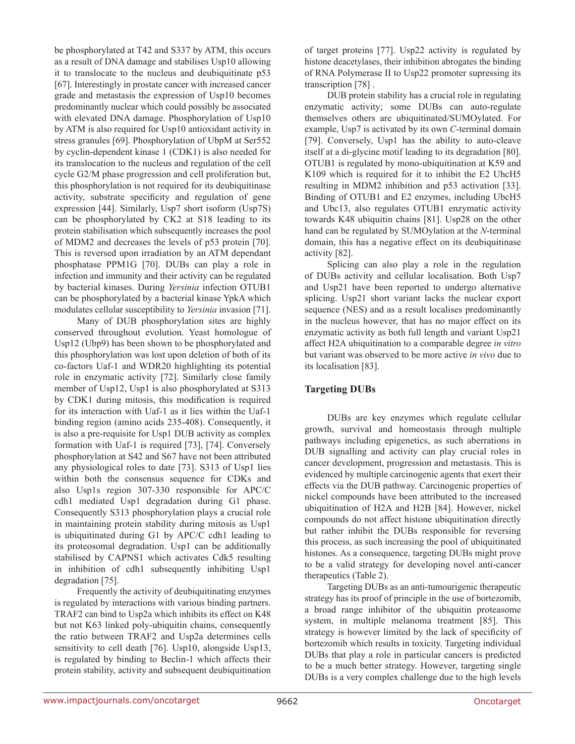be phosphorylated at T42 and S337 by ATM, this occurs as a result of DNA damage and stabilises Usp10 allowing it to translocate to the nucleus and deubiquitinate p53 [67]. Interestingly in prostate cancer with increased cancer grade and metastasis the expression of Usp10 becomes predominantly nuclear which could possibly be associated with elevated DNA damage. Phosphorylation of Usp10 by ATM is also required for Usp10 antioxidant activity in stress granules [69]. Phosphorylation of UbpM at Ser552 by cyclin-dependent kinase 1 (CDK1) is also needed for its translocation to the nucleus and regulation of the cell cycle G2/M phase progression and cell proliferation but, this phosphorylation is not required for its deubiquitinase activity, substrate specificity and regulation of gene expression [44]. Similarly, Usp7 short isoform (Usp7S) can be phosphorylated by CK2 at S18 leading to its protein stabilisation which subsequently increases the pool of MDM2 and decreases the levels of p53 protein [70]. This is reversed upon irradiation by an ATM dependant phosphatase PPM1G [70]. DUBs can play a role in infection and immunity and their activity can be regulated by bacterial kinases. During *Yersinia* infection OTUB1 can be phosphorylated by a bacterial kinase YpkA which modulates cellular susceptibility to *Yersinia* invasion [71].

Many of DUB phosphorylation sites are highly conserved throughout evolution. Yeast homologue of Usp12 (Ubp9) has been shown to be phosphorylated and this phosphorylation was lost upon deletion of both of its co-factors Uaf-1 and WDR20 highlighting its potential role in enzymatic activity [72]. Similarly close family member of Usp12, Usp1 is also phosphorylated at S313 by CDK1 during mitosis, this modification is required for its interaction with Uaf-1 as it lies within the Uaf-1 binding region (amino acids 235-408). Consequently, it is also a pre-requisite for Usp1 DUB activity as complex formation with Uaf-1 is required [73], [74]. Conversely phosphorylation at S42 and S67 have not been attributed any physiological roles to date [73]. S313 of Usp1 lies within both the consensus sequence for CDKs and also Usp1s region 307-330 responsible for APC/C cdh1 mediated Usp1 degradation during G1 phase. Consequently S313 phosphorylation plays a crucial role in maintaining protein stability during mitosis as Usp1 is ubiquitinated during G1 by APC/C cdh1 leading to its proteosomal degradation. Usp1 can be additionally stabilised by CAPNS1 which activates Cdk5 resulting in inhibition of cdh1 subsequently inhibiting Usp1 degradation [75].

Frequently the activity of deubiquitinating enzymes is regulated by interactions with various binding partners. TRAF2 can bind to Usp2a which inhibits its effect on K48 but not K63 linked poly-ubiquitin chains, consequently the ratio between TRAF2 and Usp2a determines cells sensitivity to cell death [76]. Usp10, alongside Usp13, is regulated by binding to Beclin-1 which affects their protein stability, activity and subsequent deubiquitination of target proteins [77]. Usp22 activity is regulated by histone deacetylases, their inhibition abrogates the binding of RNA Polymerase II to Usp22 promoter supressing its transcription [78] .

DUB protein stability has a crucial role in regulating enzymatic activity; some DUBs can auto-regulate themselves others are ubiquitinated/SUMOylated. For example, Usp7 is activated by its own *C*-terminal domain [79]. Conversely, Usp1 has the ability to auto-cleave itself at a di-glycine motif leading to its degradation [80]. OTUB1 is regulated by mono-ubiquitination at K59 and K109 which is required for it to inhibit the E2 UhcH5 resulting in MDM2 inhibition and p53 activation [33]. Binding of OTUB1 and E2 enzymes, including UbcH5 and Ubc13, also regulates OTUB1 enzymatic activity towards K48 ubiquitin chains [81]. Usp28 on the other hand can be regulated by SUMOylation at the *N*-terminal domain, this has a negative effect on its deubiquitinase activity [82].

Splicing can also play a role in the regulation of DUBs activity and cellular localisation. Both Usp7 and Usp21 have been reported to undergo alternative splicing. Usp21 short variant lacks the nuclear export sequence (NES) and as a result localises predominantly in the nucleus however, that has no major effect on its enzymatic activity as both full length and variant Usp21 affect H2A ubiquitination to a comparable degree *in vitro* but variant was observed to be more active *in vivo* due to its localisation [83].

## Targeting DUBs

DUBs are key enzymes which regulate cellular growth, survival and homeostasis through multiple pathways including epigenetics, as such aberrations in DUB signalling and activity can play crucial roles in cancer development, progression and metastasis. This is evidenced by multiple carcinogenic agents that exert their effects via the DUB pathway. Carcinogenic properties of nickel compounds have been attributed to the increased ubiquitination of H2A and H2B [84]. However, nickel compounds do not affect histone ubiquitination directly but rather inhibit the DUBs responsible for reversing this process, as such increasing the pool of ubiquitinated histones. As a consequence, targeting DUBs might prove to be a valid strategy for developing novel anti-cancer therapeutics (Table 2).

Targeting DUBs as an anti-tumourigenic therapeutic strategy has its proof of principle in the use of bortezomib, a broad range inhibitor of the ubiquitin proteasome system, in multiple melanoma treatment [85]. This strategy is however limited by the lack of specificity of bortezomib which results in toxicity. Targeting individual DUBs that play a role in particular cancers is predicted to be a much better strategy. However, targeting single DUBs is a very complex challenge due to the high levels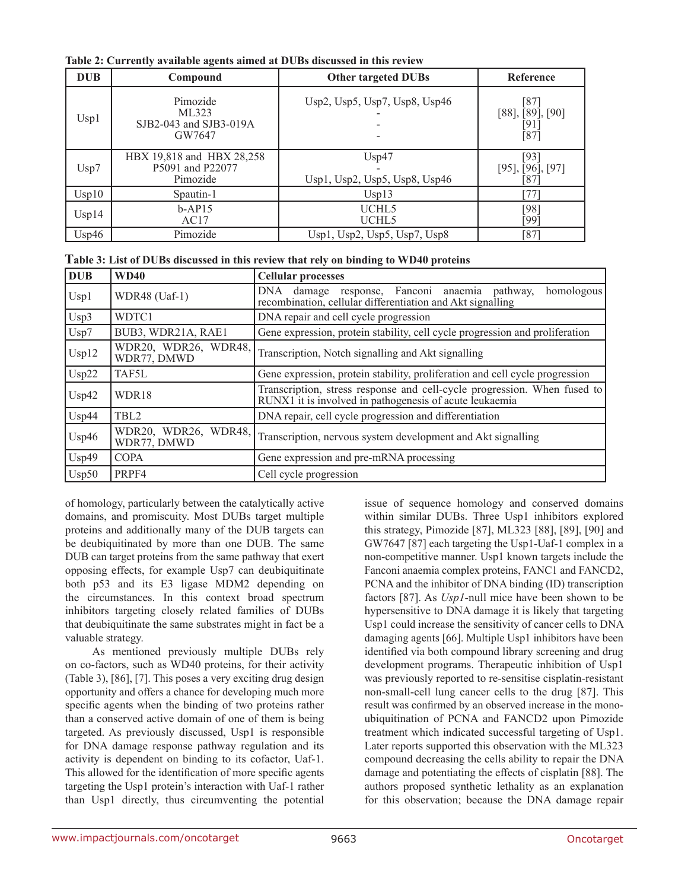**Table 2: Currently available agents aimed at DUBs discussed in this review**

| DUB | Compound | Other targeted DUBs | Reference |
|---|---|---|---|
| Usp1 | Pimozide<br>ML323<br>SJB2-043 and SJB3-019A<br>GW7647 | Usp2, Usp5, Usp7, Usp8, Usp46<br>-<br>-<br>- | [87]<br>[88], [89], [90]<br>[91]<br>[87] |
| Usp7 | HBX 19,818 and HBX 28,258<br>P5091 and P22077<br>Pimozide | Usp47<br>-<br>Usp1, Usp2, Usp5, Usp8, Usp46 | [93]<br>[95], [96], [97]<br>[87] |
| Usp10 | Spautin-1 | Usp13 | [77] |
| Usp14 | b-AP15<br>AC17 | UCHL5<br>UCHL5 | [98]<br>[99] |
| Usp46 | Pimozide | Usp1, Usp2, Usp5, Usp7, Usp8 | [87] |

**Table 3: List of DUBs discussed in this review that rely on binding to WD40 proteins**

| DUB | WD40 | Cellular processes |
|---|---|---|
| Usp1 | WDR48 (Uaf-1) | DNA damage response, Fanconi anaemia pathway, homologous recombination, cellular differentiation and Akt signalling |
| Usp3 | WDTC1 | DNA repair and cell cycle progression |
| Usp7 | BUB3, WDR21A, RAE1 | Gene expression, protein stability, cell cycle progression and proliferation |
| Usp12 | WDR20, WDR26, WDR48, WDR77, DMWD | Transcription, Notch signalling and Akt signalling |
| Usp22 | TAF5L | Gene expression, protein stability, proliferation and cell cycle progression |
| Usp42 | WDR18 | Transcription, stress response and cell-cycle progression. When fused to RUNX1 it is involved in pathogenesis of acute leukaemia |
| Usp44 | TBL2 | DNA repair, cell cycle progression and differentiation |
| Usp46 | WDR20, WDR26, WDR48, WDR77, DMWD | Transcription, nervous system development and Akt signalling |
| Usp49 | COPA | Gene expression and pre-mRNA processing |
| Usp50 | PRPF4 | Cell cycle progression |

of homology, particularly between the catalytically active domains, and promiscuity. Most DUBs target multiple proteins and additionally many of the DUB targets can be deubiquitinated by more than one DUB. The same DUB can target proteins from the same pathway that exert opposing effects, for example Usp7 can deubiquitinate both p53 and its E3 ligase MDM2 depending on the circumstances. In this context broad spectrum inhibitors targeting closely related families of DUBs that deubiquitinate the same substrates might in fact be a valuable strategy.

As mentioned previously multiple DUBs rely on co-factors, such as WD40 proteins, for their activity (Table 3), [86], [7]. This poses a very exciting drug design opportunity and offers a chance for developing much more specific agents when the binding of two proteins rather than a conserved active domain of one of them is being targeted. As previously discussed, Usp1 is responsible for DNA damage response pathway regulation and its activity is dependent on binding to its cofactor, Uaf-1. This allowed for the identification of more specific agents targeting the Usp1 protein's interaction with Uaf-1 rather than Usp1 directly, thus circumventing the potential issue of sequence homology and conserved domains within similar DUBs. Three Usp1 inhibitors explored this strategy, Pimozide [87], ML323 [88], [89], [90] and GW7647 [87] each targeting the Usp1-Uaf-1 complex in a non-competitive manner. Usp1 known targets include the Fanconi anaemia complex proteins, FANC1 and FANCD2, PCNA and the inhibitor of DNA binding (ID) transcription factors [87]. As *Usp1*-null mice have been shown to be hypersensitive to DNA damage it is likely that targeting Usp1 could increase the sensitivity of cancer cells to DNA damaging agents [66]. Multiple Usp1 inhibitors have been identified via both compound library screening and drug development programs. Therapeutic inhibition of Usp1 was previously reported to re-sensitise cisplatin-resistant non-small-cell lung cancer cells to the drug [87]. This result was confirmed by an observed increase in the mono-ubiquitination of PCNA and FANCD2 upon Pimozide treatment which indicated successful targeting of Usp1. Later reports supported this observation with the ML323 compound decreasing the cells ability to repair the DNA damage and potentiating the effects of cisplatin [88]. The authors proposed synthetic lethality as an explanation for this observation; because the DNA damage repair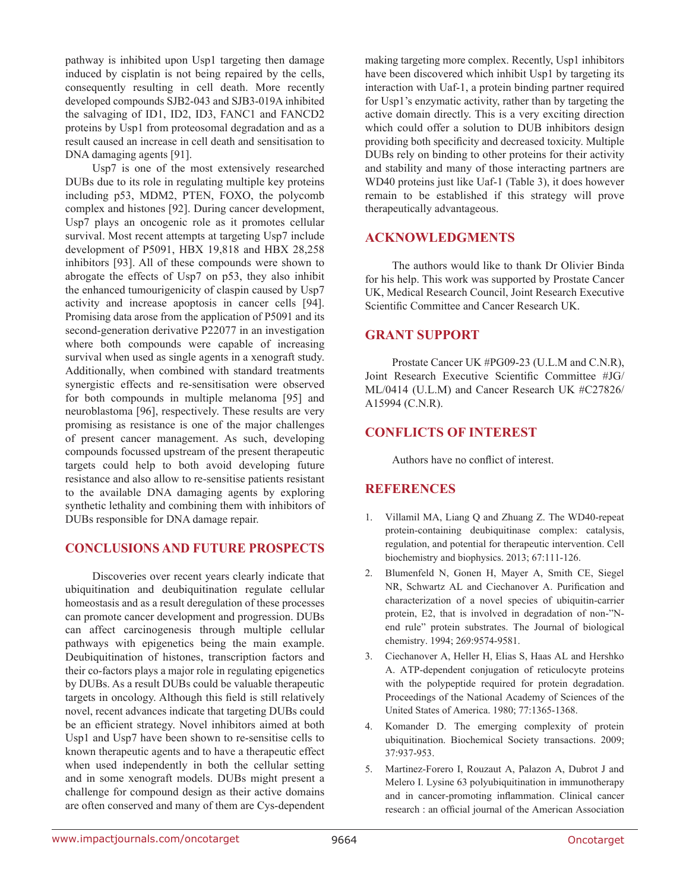pathway is inhibited upon Usp1 targeting then damage induced by cisplatin is not being repaired by the cells, consequently resulting in cell death. More recently developed compounds SJB2-043 and SJB3-019A inhibited the salvaging of ID1, ID2, ID3, FANC1 and FANCD2 proteins by Usp1 from proteosomal degradation and as a result caused an increase in cell death and sensitisation to DNA damaging agents [91].

Usp7 is one of the most extensively researched DUBs due to its role in regulating multiple key proteins including p53, MDM2, PTEN, FOXO, the polycomb complex and histones [92]. During cancer development, Usp7 plays an oncogenic role as it promotes cellular survival. Most recent attempts at targeting Usp7 include development of P5091, HBX 19,818 and HBX 28,258 inhibitors [93]. All of these compounds were shown to abrogate the effects of Usp7 on p53, they also inhibit the enhanced tumourigenicity of claspin caused by Usp7 activity and increase apoptosis in cancer cells [94]. Promising data arose from the application of P5091 and its second-generation derivative P22077 in an investigation where both compounds were capable of increasing survival when used as single agents in a xenograft study. Additionally, when combined with standard treatments synergistic effects and re-sensitisation were observed for both compounds in multiple melanoma [95] and neuroblastoma [96], respectively. These results are very promising as resistance is one of the major challenges of present cancer management. As such, developing compounds focussed upstream of the present therapeutic targets could help to both avoid developing future resistance and also allow to re-sensitise patients resistant to the available DNA damaging agents by exploring synthetic lethality and combining them with inhibitors of DUBs responsible for DNA damage repair.

## CONCLUSIONS AND FUTURE PROSPECTS

Discoveries over recent years clearly indicate that ubiquitination and deubiquitination regulate cellular homeostasis and as a result deregulation of these processes can promote cancer development and progression. DUBs can affect carcinogenesis through multiple cellular pathways with epigenetics being the main example. Deubiquitination of histones, transcription factors and their co-factors plays a major role in regulating epigenetics by DUBs. As a result DUBs could be valuable therapeutic targets in oncology. Although this field is still relatively novel, recent advances indicate that targeting DUBs could be an efficient strategy. Novel inhibitors aimed at both Usp1 and Usp7 have been shown to re-sensitise cells to known therapeutic agents and to have a therapeutic effect when used independently in both the cellular setting and in some xenograft models. DUBs might present a challenge for compound design as their active domains are often conserved and many of them are Cys-dependent making targeting more complex. Recently, Usp1 inhibitors have been discovered which inhibit Usp1 by targeting its interaction with Uaf-1, a protein binding partner required for Usp1's enzymatic activity, rather than by targeting the active domain directly. This is a very exciting direction which could offer a solution to DUB inhibitors design providing both specificity and decreased toxicity. Multiple DUBs rely on binding to other proteins for their activity and stability and many of those interacting partners are WD40 proteins just like Uaf-1 (Table 3), it does however remain to be established if this strategy will prove therapeutically advantageous.

## ACKNOWLEDGMENTS

The authors would like to thank Dr Olivier Binda for his help. This work was supported by Prostate Cancer UK, Medical Research Council, Joint Research Executive Scientific Committee and Cancer Research UK.

## GRANT SUPPORT

Prostate Cancer UK #PG09-23 (U.L.M and C.N.R), Joint Research Executive Scientific Committee #JG/ML/0414 (U.L.M) and Cancer Research UK #C27826/A15994 (C.N.R).

## CONFLICTS OF INTEREST

Authors have no conflict of interest.

## REFERENCES

1. Villamil MA, Liang Q and Zhuang Z. The WD40-repeat protein-containing deubiquitinase complex: catalysis, regulation, and potential for therapeutic intervention. Cell biochemistry and biophysics. 2013; 67:111-126.
2. Blumenfeld N, Gonen H, Mayer A, Smith CE, Siegel NR, Schwartz AL and Ciechanover A. Purification and characterization of a novel species of ubiquitin-carrier protein, E2, that is involved in degradation of non-"N-end rule" protein substrates. The Journal of biological chemistry. 1994; 269:9574-9581.
3. Ciechanover A, Heller H, Elias S, Haas AL and Hershko A. ATP-dependent conjugation of reticulocyte proteins with the polypeptide required for protein degradation. Proceedings of the National Academy of Sciences of the United States of America. 1980; 77:1365-1368.
4. Komander D. The emerging complexity of protein ubiquitination. Biochemical Society transactions. 2009; 37:937-953.
5. Martinez-Forero I, Rouzaut A, Palazon A, Dubrot J and Melero I. Lysine 63 polyubiquitination in immunotherapy and in cancer-promoting inflammation. Clinical cancer research : an official journal of the American Association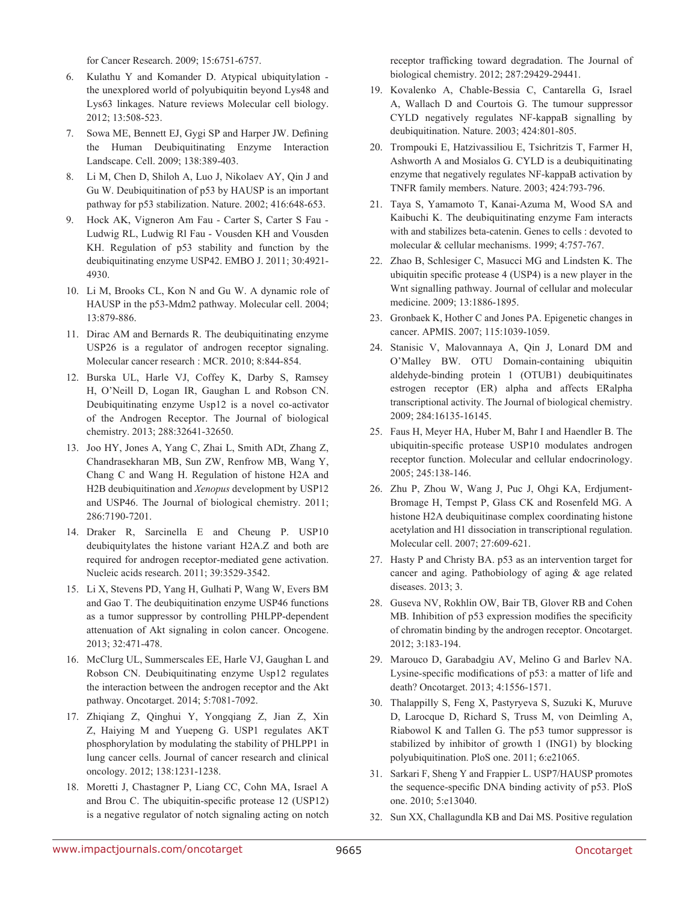for Cancer Research. 2009; 15:6751-6757.

6. Kulathu Y and Komander D. Atypical ubiquitylation - the unexplored world of polyubiquitin beyond Lys48 and Lys63 linkages. Nature reviews Molecular cell biology. 2012; 13:508-523.

7. Sowa ME, Bennett EJ, Gygi SP and Harper JW. Defining the Human Deubiquitinating Enzyme Interaction Landscape. Cell. 2009; 138:389-403.

8. Li M, Chen D, Shiloh A, Luo J, Nikolaev AY, Qin J and Gu W. Deubiquitination of p53 by HAUSP is an important pathway for p53 stabilization. Nature. 2002; 416:648-653.

9. Hock AK, Vigneron Am Fau - Carter S, Carter S Fau - Ludwig RL, Ludwig Rl Fau - Vousden KH and Vousden KH. Regulation of p53 stability and function by the deubiquitinating enzyme USP42. EMBO J. 2011; 30:4921-4930.

10. Li M, Brooks CL, Kon N and Gu W. A dynamic role of HAUSP in the p53-Mdm2 pathway. Molecular cell. 2004; 13:879-886.

11. Dirac AM and Bernards R. The deubiquitinating enzyme USP26 is a regulator of androgen receptor signaling. Molecular cancer research : MCR. 2010; 8:844-854.

12. Burska UL, Harle VJ, Coffey K, Darby S, Ramsey H, O'Neill D, Logan IR, Gaughan L and Robson CN. Deubiquitinating enzyme Usp12 is a novel co-activator of the Androgen Receptor. The Journal of biological chemistry. 2013; 288:32641-32650.

13. Joo HY, Jones A, Yang C, Zhai L, Smith ADt, Zhang Z, Chandrasekharan MB, Sun ZW, Renfrow MB, Wang Y, Chang C and Wang H. Regulation of histone H2A and H2B deubiquitination and *Xenopus* development by USP12 and USP46. The Journal of biological chemistry. 2011; 286:7190-7201.

14. Draker R, Sarcinella E and Cheung P. USP10 deubiquitylates the histone variant H2A.Z and both are required for androgen receptor-mediated gene activation. Nucleic acids research. 2011; 39:3529-3542.

15. Li X, Stevens PD, Yang H, Gulhati P, Wang W, Evers BM and Gao T. The deubiquitination enzyme USP46 functions as a tumor suppressor by controlling PHLPP-dependent attenuation of Akt signaling in colon cancer. Oncogene. 2013; 32:471-478.

16. McClurg UL, Summerscales EE, Harle VJ, Gaughan L and Robson CN. Deubiquitinating enzyme Usp12 regulates the interaction between the androgen receptor and the Akt pathway. Oncotarget. 2014; 5:7081-7092.

17. Zhiqiang Z, Qinghui Y, Yongqiang Z, Jian Z, Xin Z, Haiying M and Yuepeng G. USP1 regulates AKT phosphorylation by modulating the stability of PHLPP1 in lung cancer cells. Journal of cancer research and clinical oncology. 2012; 138:1231-1238.

18. Moretti J, Chastagner P, Liang CC, Cohn MA, Israel A and Brou C. The ubiquitin-specific protease 12 (USP12) is a negative regulator of notch signaling acting on notch receptor trafficking toward degradation. The Journal of biological chemistry. 2012; 287:29429-29441.

19. Kovalenko A, Chable-Bessia C, Cantarella G, Israel A, Wallach D and Courtois G. The tumour suppressor CYLD negatively regulates NF-kappaB signalling by deubiquitination. Nature. 2003; 424:801-805.

20. Trompouki E, Hatzivassiliou E, Tsichritzis T, Farmer H, Ashworth A and Mosialos G. CYLD is a deubiquitinating enzyme that negatively regulates NF-kappaB activation by TNFR family members. Nature. 2003; 424:793-796.

21. Taya S, Yamamoto T, Kanai-Azuma M, Wood SA and Kaibuchi K. The deubiquitinating enzyme Fam interacts with and stabilizes beta-catenin. Genes to cells : devoted to molecular & cellular mechanisms. 1999; 4:757-767.

22. Zhao B, Schlesiger C, Masucci MG and Lindsten K. The ubiquitin specific protease 4 (USP4) is a new player in the Wnt signalling pathway. Journal of cellular and molecular medicine. 2009; 13:1886-1895.

23. Gronbaek K, Hother C and Jones PA. Epigenetic changes in cancer. APMIS. 2007; 115:1039-1059.

24. Stanisic V, Malovannaya A, Qin J, Lonard DM and O'Malley BW. OTU Domain-containing ubiquitin aldehyde-binding protein 1 (OTUB1) deubiquitinates estrogen receptor (ER) alpha and affects ERalpha transcriptional activity. The Journal of biological chemistry. 2009; 284:16135-16145.

25. Faus H, Meyer HA, Huber M, Bahr I and Haendler B. The ubiquitin-specific protease USP10 modulates androgen receptor function. Molecular and cellular endocrinology. 2005; 245:138-146.

26. Zhu P, Zhou W, Wang J, Puc J, Ohgi KA, Erdjument-Bromage H, Tempst P, Glass CK and Rosenfeld MG. A histone H2A deubiquitinase complex coordinating histone acetylation and H1 dissociation in transcriptional regulation. Molecular cell. 2007; 27:609-621.

27. Hasty P and Christy BA. p53 as an intervention target for cancer and aging. Pathobiology of aging & age related diseases. 2013; 3.

28. Guseva NV, Rokhlin OW, Bair TB, Glover RB and Cohen MB. Inhibition of p53 expression modifies the specificity of chromatin binding by the androgen receptor. Oncotarget. 2012; 3:183-194.

29. Marouco D, Garabadgiu AV, Melino G and Barlev NA. Lysine-specific modifications of p53: a matter of life and death? Oncotarget. 2013; 4:1556-1571.

30. Thalappilly S, Feng X, Pastyryeva S, Suzuki K, Muruve D, Larocque D, Richard S, Truss M, von Deimling A, Riabowol K and Tallen G. The p53 tumor suppressor is stabilized by inhibitor of growth 1 (ING1) by blocking polyubiquitination. PloS one. 2011; 6:e21065.

31. Sarkari F, Sheng Y and Frappier L. USP7/HAUSP promotes the sequence-specific DNA binding activity of p53. PloS one. 2010; 5:e13040.

32. Sun XX, Challagundla KB and Dai MS. Positive regulation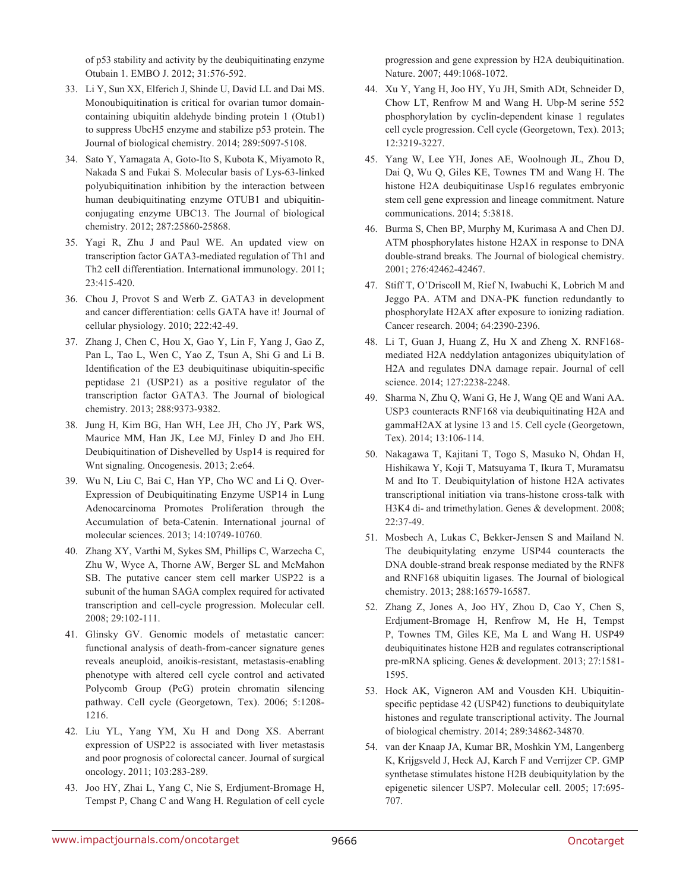of p53 stability and activity by the deubiquitinating enzyme Otubain 1. EMBO J. 2012; 31:576-592.

33. Li Y, Sun XX, Elferich J, Shinde U, David LL and Dai MS. Monoubiquitination is critical for ovarian tumor domain-containing ubiquitin aldehyde binding protein 1 (Otub1) to suppress UbcH5 enzyme and stabilize p53 protein. The Journal of biological chemistry. 2014; 289:5097-5108.

34. Sato Y, Yamagata A, Goto-Ito S, Kubota K, Miyamoto R, Nakada S and Fukai S. Molecular basis of Lys-63-linked polyubiquitination inhibition by the interaction between human deubiquitinating enzyme OTUB1 and ubiquitin-conjugating enzyme UBC13. The Journal of biological chemistry. 2012; 287:25860-25868.

35. Yagi R, Zhu J and Paul WE. An updated view on transcription factor GATA3-mediated regulation of Th1 and Th2 cell differentiation. International immunology. 2011; 23:415-420.

36. Chou J, Provot S and Werb Z. GATA3 in development and cancer differentiation: cells GATA have it! Journal of cellular physiology. 2010; 222:42-49.

37. Zhang J, Chen C, Hou X, Gao Y, Lin F, Yang J, Gao Z, Pan L, Tao L, Wen C, Yao Z, Tsun A, Shi G and Li B. Identification of the E3 deubiquitinase ubiquitin-specific peptidase 21 (USP21) as a positive regulator of the transcription factor GATA3. The Journal of biological chemistry. 2013; 288:9373-9382.

38. Jung H, Kim BG, Han WH, Lee JH, Cho JY, Park WS, Maurice MM, Han JK, Lee MJ, Finley D and Jho EH. Deubiquitination of Dishevelled by Usp14 is required for Wnt signaling. Oncogenesis. 2013; 2:e64.

39. Wu N, Liu C, Bai C, Han YP, Cho WC and Li Q. Over-Expression of Deubiquitinating Enzyme USP14 in Lung Adenocarcinoma Promotes Proliferation through the Accumulation of beta-Catenin. International journal of molecular sciences. 2013; 14:10749-10760.

40. Zhang XY, Varthi M, Sykes SM, Phillips C, Warzecha C, Zhu W, Wyce A, Thorne AW, Berger SL and McMahon SB. The putative cancer stem cell marker USP22 is a subunit of the human SAGA complex required for activated transcription and cell-cycle progression. Molecular cell. 2008; 29:102-111.

41. Glinsky GV. Genomic models of metastatic cancer: functional analysis of death-from-cancer signature genes reveals aneuploid, anoikis-resistant, metastasis-enabling phenotype with altered cell cycle control and activated Polycomb Group (PcG) protein chromatin silencing pathway. Cell cycle (Georgetown, Tex). 2006; 5:1208-1216.

42. Liu YL, Yang YM, Xu H and Dong XS. Aberrant expression of USP22 is associated with liver metastasis and poor prognosis of colorectal cancer. Journal of surgical oncology. 2011; 103:283-289.

43. Joo HY, Zhai L, Yang C, Nie S, Erdjument-Bromage H, Tempst P, Chang C and Wang H. Regulation of cell cycle progression and gene expression by H2A deubiquitination. Nature. 2007; 449:1068-1072.

44. Xu Y, Yang H, Joo HY, Yu JH, Smith ADt, Schneider D, Chow LT, Renfrow M and Wang H. Ubp-M serine 552 phosphorylation by cyclin-dependent kinase 1 regulates cell cycle progression. Cell cycle (Georgetown, Tex). 2013; 12:3219-3227.

45. Yang W, Lee YH, Jones AE, Woolnough JL, Zhou D, Dai Q, Wu Q, Giles KE, Townes TM and Wang H. The histone H2A deubiquitinase Usp16 regulates embryonic stem cell gene expression and lineage commitment. Nature communications. 2014; 5:3818.

46. Burma S, Chen BP, Murphy M, Kurimasa A and Chen DJ. ATM phosphorylates histone H2AX in response to DNA double-strand breaks. The Journal of biological chemistry. 2001; 276:42462-42467.

47. Stiff T, O'Driscoll M, Rief N, Iwabuchi K, Lobrich M and Jeggo PA. ATM and DNA-PK function redundantly to phosphorylate H2AX after exposure to ionizing radiation. Cancer research. 2004; 64:2390-2396.

48. Li T, Guan J, Huang Z, Hu X and Zheng X. RNF168-mediated H2A neddylation antagonizes ubiquitylation of H2A and regulates DNA damage repair. Journal of cell science. 2014; 127:2238-2248.

49. Sharma N, Zhu Q, Wani G, He J, Wang QE and Wani AA. USP3 counteracts RNF168 via deubiquitinating H2A and gammaH2AX at lysine 13 and 15. Cell cycle (Georgetown, Tex). 2014; 13:106-114.

50. Nakagawa T, Kajitani T, Togo S, Masuko N, Ohdan H, Hishikawa Y, Koji T, Matsuyama T, Ikura T, Muramatsu M and Ito T. Deubiquitylation of histone H2A activates transcriptional initiation via trans-histone cross-talk with H3K4 di- and trimethylation. Genes & development. 2008; 22:37-49.

51. Mosbech A, Lukas C, Bekker-Jensen S and Mailand N. The deubiquitylating enzyme USP44 counteracts the DNA double-strand break response mediated by the RNF8 and RNF168 ubiquitin ligases. The Journal of biological chemistry. 2013; 288:16579-16587.

52. Zhang Z, Jones A, Joo HY, Zhou D, Cao Y, Chen S, Erdjument-Bromage H, Renfrow M, He H, Tempst P, Townes TM, Giles KE, Ma L and Wang H. USP49 deubiquitinates histone H2B and regulates cotranscriptional pre-mRNA splicing. Genes & development. 2013; 27:1581-1595.

53. Hock AK, Vigneron AM and Vousden KH. Ubiquitin-specific peptidase 42 (USP42) functions to deubiquitylate histones and regulate transcriptional activity. The Journal of biological chemistry. 2014; 289:34862-34870.

54. van der Knaap JA, Kumar BR, Moshkin YM, Langenberg K, Krijgsveld J, Heck AJ, Karch F and Verrijzer CP. GMP synthetase stimulates histone H2B deubiquitylation by the epigenetic silencer USP7. Molecular cell. 2005; 17:695-707.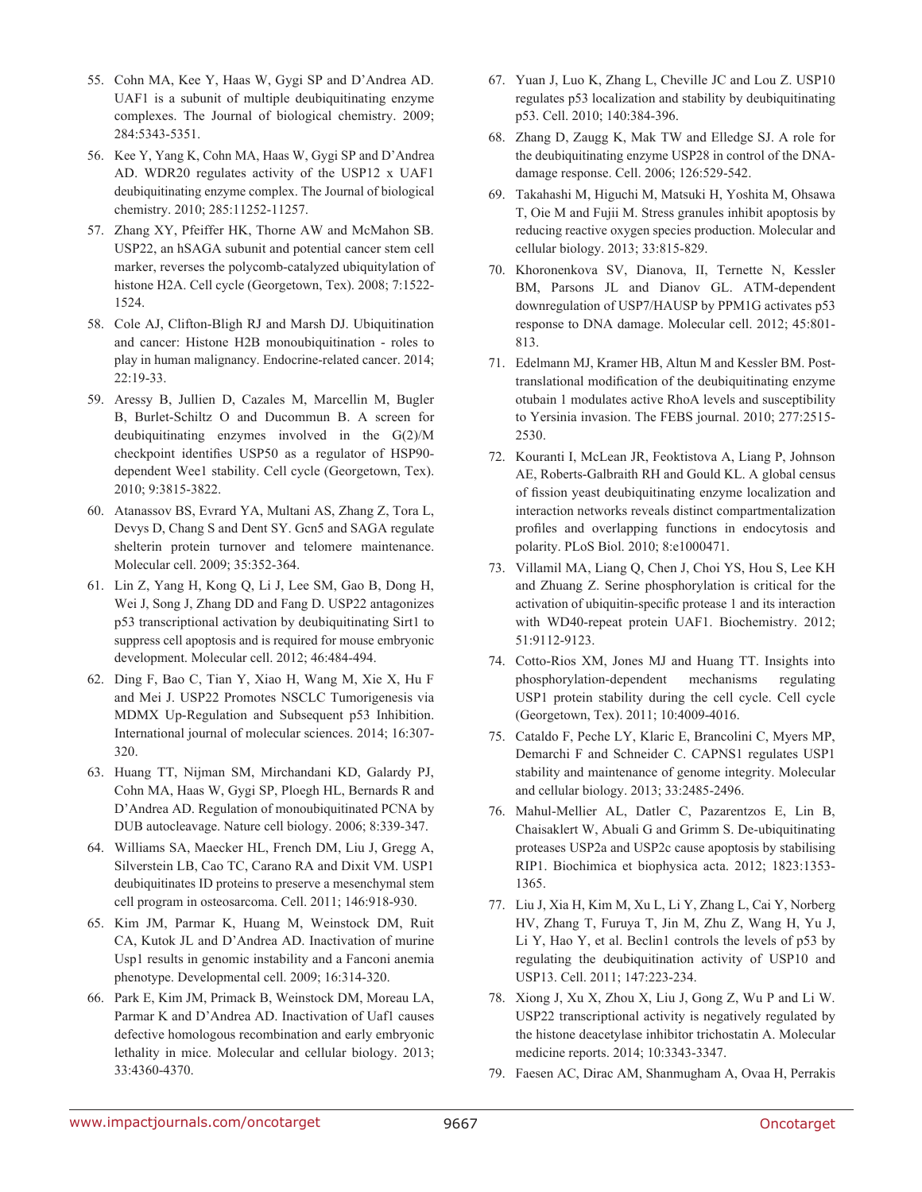55. Cohn MA, Kee Y, Haas W, Gygi SP and D'Andrea AD. UAF1 is a subunit of multiple deubiquitinating enzyme complexes. The Journal of biological chemistry. 2009; 284:5343-5351.

56. Kee Y, Yang K, Cohn MA, Haas W, Gygi SP and D'Andrea AD. WDR20 regulates activity of the USP12 x UAF1 deubiquitinating enzyme complex. The Journal of biological chemistry. 2010; 285:11252-11257.

57. Zhang XY, Pfeiffer HK, Thorne AW and McMahon SB. USP22, an hSAGA subunit and potential cancer stem cell marker, reverses the polycomb-catalyzed ubiquitylation of histone H2A. Cell cycle (Georgetown, Tex). 2008; 7:1522-1524.

58. Cole AJ, Clifton-Bligh RJ and Marsh DJ. Ubiquitination and cancer: Histone H2B monoubiquitination - roles to play in human malignancy. Endocrine-related cancer. 2014; 22:19-33.

59. Aressy B, Jullien D, Cazales M, Marcellin M, Bugler B, Burlet-Schiltz O and Ducommun B. A screen for deubiquitinating enzymes involved in the G(2)/M checkpoint identifies USP50 as a regulator of HSP90-dependent Wee1 stability. Cell cycle (Georgetown, Tex). 2010; 9:3815-3822.

60. Atanassov BS, Evrard YA, Multani AS, Zhang Z, Tora L, Devys D, Chang S and Dent SY. Gcn5 and SAGA regulate shelterin protein turnover and telomere maintenance. Molecular cell. 2009; 35:352-364.

61. Lin Z, Yang H, Kong Q, Li J, Lee SM, Gao B, Dong H, Wei J, Song J, Zhang DD and Fang D. USP22 antagonizes p53 transcriptional activation by deubiquitinating Sirt1 to suppress cell apoptosis and is required for mouse embryonic development. Molecular cell. 2012; 46:484-494.

62. Ding F, Bao C, Tian Y, Xiao H, Wang M, Xie X, Hu F and Mei J. USP22 Promotes NSCLC Tumorigenesis via MDMX Up-Regulation and Subsequent p53 Inhibition. International journal of molecular sciences. 2014; 16:307-320.

63. Huang TT, Nijman SM, Mirchandani KD, Galardy PJ, Cohn MA, Haas W, Gygi SP, Ploegh HL, Bernards R and D'Andrea AD. Regulation of monoubiquitinated PCNA by DUB autocleavage. Nature cell biology. 2006; 8:339-347.

64. Williams SA, Maecker HL, French DM, Liu J, Gregg A, Silverstein LB, Cao TC, Carano RA and Dixit VM. USP1 deubiquitinates ID proteins to preserve a mesenchymal stem cell program in osteosarcoma. Cell. 2011; 146:918-930.

65. Kim JM, Parmar K, Huang M, Weinstock DM, Ruit CA, Kutok JL and D'Andrea AD. Inactivation of murine Usp1 results in genomic instability and a Fanconi anemia phenotype. Developmental cell. 2009; 16:314-320.

66. Park E, Kim JM, Primack B, Weinstock DM, Moreau LA, Parmar K and D'Andrea AD. Inactivation of Uaf1 causes defective homologous recombination and early embryonic lethality in mice. Molecular and cellular biology. 2013; 33:4360-4370.

67. Yuan J, Luo K, Zhang L, Cheville JC and Lou Z. USP10 regulates p53 localization and stability by deubiquitinating p53. Cell. 2010; 140:384-396.

68. Zhang D, Zaugg K, Mak TW and Elledge SJ. A role for the deubiquitinating enzyme USP28 in control of the DNA-damage response. Cell. 2006; 126:529-542.

69. Takahashi M, Higuchi M, Matsuki H, Yoshita M, Ohsawa T, Oie M and Fujii M. Stress granules inhibit apoptosis by reducing reactive oxygen species production. Molecular and cellular biology. 2013; 33:815-829.

70. Khoronenkova SV, Dianova, II, Ternette N, Kessler BM, Parsons JL and Dianov GL. ATM-dependent downregulation of USP7/HAUSP by PPM1G activates p53 response to DNA damage. Molecular cell. 2012; 45:801-813.

71. Edelmann MJ, Kramer HB, Altun M and Kessler BM. Post-translational modification of the deubiquitinating enzyme otubain 1 modulates active RhoA levels and susceptibility to Yersinia invasion. The FEBS journal. 2010; 277:2515-2530.

72. Kouranti I, McLean JR, Feoktistova A, Liang P, Johnson AE, Roberts-Galbraith RH and Gould KL. A global census of fission yeast deubiquitinating enzyme localization and interaction networks reveals distinct compartmentalization profiles and overlapping functions in endocytosis and polarity. PLoS Biol. 2010; 8:e1000471.

73. Villamil MA, Liang Q, Chen J, Choi YS, Hou S, Lee KH and Zhuang Z. Serine phosphorylation is critical for the activation of ubiquitin-specific protease 1 and its interaction with WD40-repeat protein UAF1. Biochemistry. 2012; 51:9112-9123.

74. Cotto-Rios XM, Jones MJ and Huang TT. Insights into phosphorylation-dependent mechanisms regulating USP1 protein stability during the cell cycle. Cell cycle (Georgetown, Tex). 2011; 10:4009-4016.

75. Cataldo F, Peche LY, Klaric E, Brancolini C, Myers MP, Demarchi F and Schneider C. CAPNS1 regulates USP1 stability and maintenance of genome integrity. Molecular and cellular biology. 2013; 33:2485-2496.

76. Mahul-Mellier AL, Datler C, Pazarentzos E, Lin B, Chaisaklert W, Abuali G and Grimm S. De-ubiquitinating proteases USP2a and USP2c cause apoptosis by stabilising RIP1. Biochimica et biophysica acta. 2012; 1823:1353-1365.

77. Liu J, Xia H, Kim M, Xu L, Li Y, Zhang L, Cai Y, Norberg HV, Zhang T, Furuya T, Jin M, Zhu Z, Wang H, Yu J, Li Y, Hao Y, et al. Beclin1 controls the levels of p53 by regulating the deubiquitination activity of USP10 and USP13. Cell. 2011; 147:223-234.

78. Xiong J, Xu X, Zhou X, Liu J, Gong Z, Wu P and Li W. USP22 transcriptional activity is negatively regulated by the histone deacetylase inhibitor trichostatin A. Molecular medicine reports. 2014; 10:3343-3347.

79. Faesen AC, Dirac AM, Shanmugham A, Ovaa H, Perrakis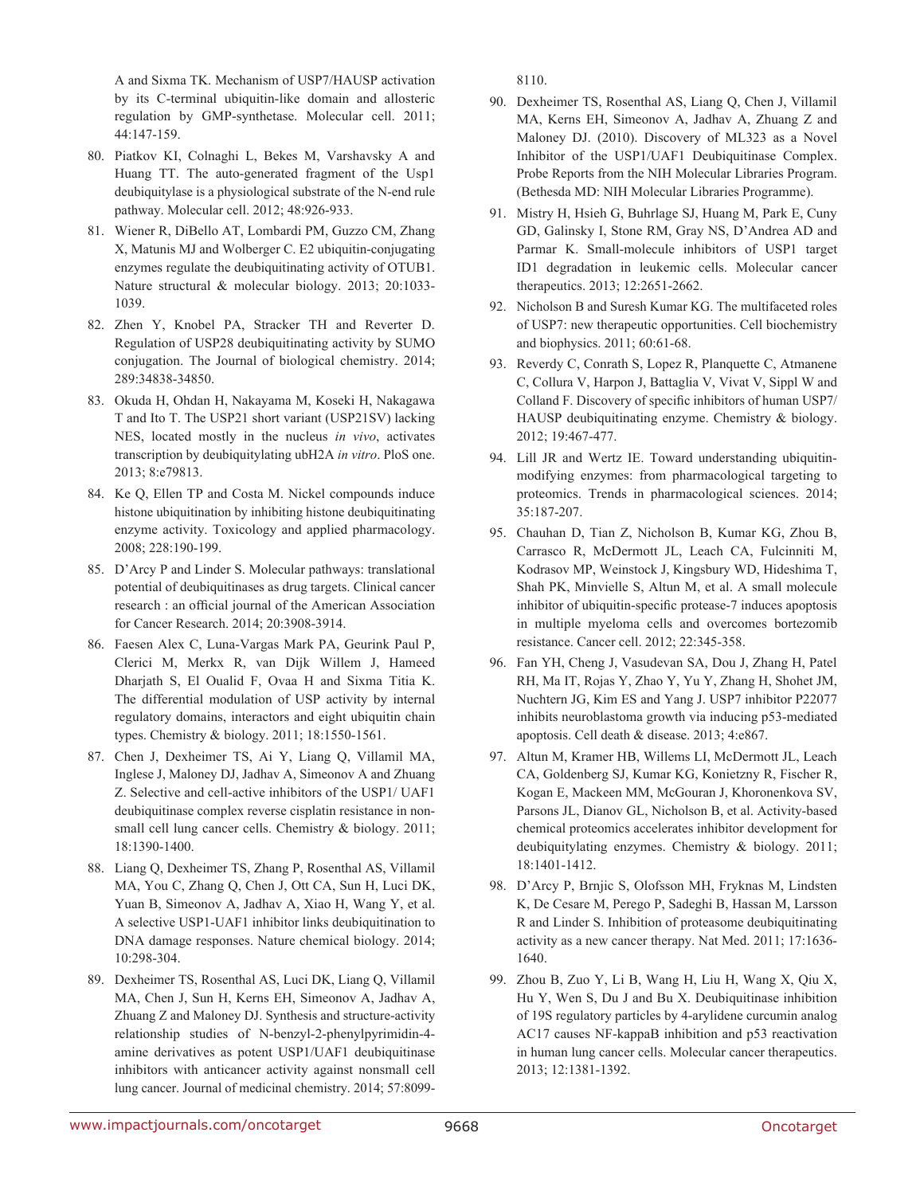A and Sixma TK. Mechanism of USP7/HAUSP activation by its C-terminal ubiquitin-like domain and allosteric regulation by GMP-synthetase. Molecular cell. 2011; 44:147-159.

80. Piatkov KI, Colnaghi L, Bekes M, Varshavsky A and Huang TT. The auto-generated fragment of the Usp1 deubiquitylase is a physiological substrate of the N-end rule pathway. Molecular cell. 2012; 48:926-933.

81. Wiener R, DiBello AT, Lombardi PM, Guzzo CM, Zhang X, Matunis MJ and Wolberger C. E2 ubiquitin-conjugating enzymes regulate the deubiquitinating activity of OTUB1. Nature structural & molecular biology. 2013; 20:1033-1039.

82. Zhen Y, Knobel PA, Stracker TH and Reverter D. Regulation of USP28 deubiquitinating activity by SUMO conjugation. The Journal of biological chemistry. 2014; 289:34838-34850.

83. Okuda H, Ohdan H, Nakayama M, Koseki H, Nakagawa T and Ito T. The USP21 short variant (USP21SV) lacking NES, located mostly in the nucleus *in vivo*, activates transcription by deubiquitylating ubH2A *in vitro*. PloS one. 2013; 8:e79813.

84. Ke Q, Ellen TP and Costa M. Nickel compounds induce histone ubiquitination by inhibiting histone deubiquitinating enzyme activity. Toxicology and applied pharmacology. 2008; 228:190-199.

85. D'Arcy P and Linder S. Molecular pathways: translational potential of deubiquitinases as drug targets. Clinical cancer research : an official journal of the American Association for Cancer Research. 2014; 20:3908-3914.

86. Faesen Alex C, Luna-Vargas Mark PA, Geurink Paul P, Clerici M, Merkx R, van Dijk Willem J, Hameed Dharjath S, El Oualid F, Ovaa H and Sixma Titia K. The differential modulation of USP activity by internal regulatory domains, interactors and eight ubiquitin chain types. Chemistry & biology. 2011; 18:1550-1561.

87. Chen J, Dexheimer TS, Ai Y, Liang Q, Villamil MA, Inglese J, Maloney DJ, Jadhav A, Simeonov A and Zhuang Z. Selective and cell-active inhibitors of the USP1/ UAF1 deubiquitinase complex reverse cisplatin resistance in non-small cell lung cancer cells. Chemistry & biology. 2011; 18:1390-1400.

88. Liang Q, Dexheimer TS, Zhang P, Rosenthal AS, Villamil MA, You C, Zhang Q, Chen J, Ott CA, Sun H, Luci DK, Yuan B, Simeonov A, Jadhav A, Xiao H, Wang Y, et al. A selective USP1-UAF1 inhibitor links deubiquitination to DNA damage responses. Nature chemical biology. 2014; 10:298-304.

89. Dexheimer TS, Rosenthal AS, Luci DK, Liang Q, Villamil MA, Chen J, Sun H, Kerns EH, Simeonov A, Jadhav A, Zhuang Z and Maloney DJ. Synthesis and structure-activity relationship studies of N-benzyl-2-phenylpyrimidin-4-amine derivatives as potent USP1/UAF1 deubiquitinase inhibitors with anticancer activity against nonsmall cell lung cancer. Journal of medicinal chemistry. 2014; 57:8099-8110.

90. Dexheimer TS, Rosenthal AS, Liang Q, Chen J, Villamil MA, Kerns EH, Simeonov A, Jadhav A, Zhuang Z and Maloney DJ. (2010). Discovery of ML323 as a Novel Inhibitor of the USP1/UAF1 Deubiquitinase Complex. Probe Reports from the NIH Molecular Libraries Program. (Bethesda MD: NIH Molecular Libraries Programme).

91. Mistry H, Hsieh G, Buhrlage SJ, Huang M, Park E, Cuny GD, Galinsky I, Stone RM, Gray NS, D'Andrea AD and Parmar K. Small-molecule inhibitors of USP1 target ID1 degradation in leukemic cells. Molecular cancer therapeutics. 2013; 12:2651-2662.

92. Nicholson B and Suresh Kumar KG. The multifaceted roles of USP7: new therapeutic opportunities. Cell biochemistry and biophysics. 2011; 60:61-68.

93. Reverdy C, Conrath S, Lopez R, Planquette C, Atmanene C, Collura V, Harpon J, Battaglia V, Vivat V, Sippl W and Colland F. Discovery of specific inhibitors of human USP7/ HAUSP deubiquitinating enzyme. Chemistry & biology. 2012; 19:467-477.

94. Lill JR and Wertz IE. Toward understanding ubiquitin-modifying enzymes: from pharmacological targeting to proteomics. Trends in pharmacological sciences. 2014; 35:187-207.

95. Chauhan D, Tian Z, Nicholson B, Kumar KG, Zhou B, Carrasco R, McDermott JL, Leach CA, Fulcinniti M, Kodrasov MP, Weinstock J, Kingsbury WD, Hideshima T, Shah PK, Minvielle S, Altun M, et al. A small molecule inhibitor of ubiquitin-specific protease-7 induces apoptosis in multiple myeloma cells and overcomes bortezomib resistance. Cancer cell. 2012; 22:345-358.

96. Fan YH, Cheng J, Vasudevan SA, Dou J, Zhang H, Patel RH, Ma IT, Rojas Y, Zhao Y, Yu Y, Zhang H, Shohet JM, Nuchtern JG, Kim ES and Yang J. USP7 inhibitor P22077 inhibits neuroblastoma growth via inducing p53-mediated apoptosis. Cell death & disease. 2013; 4:e867.

97. Altun M, Kramer HB, Willems LI, McDermott JL, Leach CA, Goldenberg SJ, Kumar KG, Konietzny R, Fischer R, Kogan E, Mackeen MM, McGouran J, Khoronenkova SV, Parsons JL, Dianov GL, Nicholson B, et al. Activity-based chemical proteomics accelerates inhibitor development for deubiquitylating enzymes. Chemistry & biology. 2011; 18:1401-1412.

98. D'Arcy P, Brnjic S, Olofsson MH, Fryknas M, Lindsten K, De Cesare M, Perego P, Sadeghi B, Hassan M, Larsson R and Linder S. Inhibition of proteasome deubiquitinating activity as a new cancer therapy. Nat Med. 2011; 17:1636-1640.

99. Zhou B, Zuo Y, Li B, Wang H, Liu H, Wang X, Qiu X, Hu Y, Wen S, Du J and Bu X. Deubiquitinase inhibition of 19S regulatory particles by 4-arylidene curcumin analog AC17 causes NF-kappaB inhibition and p53 reactivation in human lung cancer cells. Molecular cancer therapeutics. 2013; 12:1381-1392.